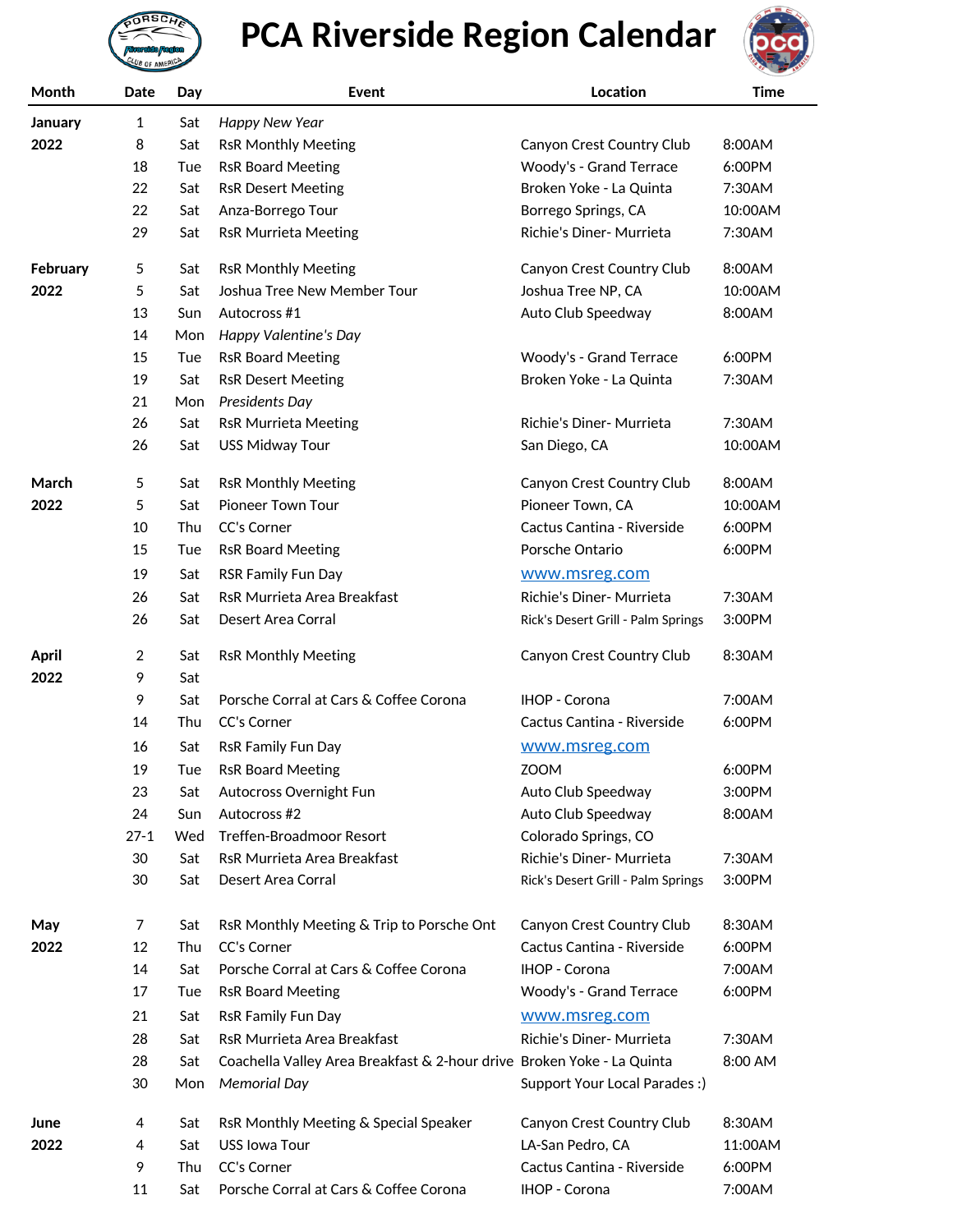# PCA Riverside Region Calendar

| Month | Date | Day | Event | Location | Time |
|---|---|---|---|---|---|
| January | 1 | Sat | *Happy New Year* | | |
| 2022 | 8 | Sat | RsR Monthly Meeting | Canyon Crest Country Club | 8:00AM |
| | 18 | Tue | RsR Board Meeting | Woody's - Grand Terrace | 6:00PM |
| | 22 | Sat | RsR Desert Meeting | Broken Yoke - La Quinta | 7:30AM |
| | 22 | Sat | Anza-Borrego Tour | Borrego Springs, CA | 10:00AM |
| | 29 | Sat | RsR Murrieta Meeting | Richie's Diner- Murrieta | 7:30AM |
| February | 5 | Sat | RsR Monthly Meeting | Canyon Crest Country Club | 8:00AM |
| 2022 | 5 | Sat | Joshua Tree New Member Tour | Joshua Tree NP, CA | 10:00AM |
| | 13 | Sun | Autocross #1 | Auto Club Speedway | 8:00AM |
| | 14 | Mon | *Happy Valentine's Day* | | |
| | 15 | Tue | RsR Board Meeting | Woody's - Grand Terrace | 6:00PM |
| | 19 | Sat | RsR Desert Meeting | Broken Yoke - La Quinta | 7:30AM |
| | 21 | Mon | *Presidents Day* | | |
| | 26 | Sat | RsR Murrieta Meeting | Richie's Diner- Murrieta | 7:30AM |
| | 26 | Sat | USS Midway Tour | San Diego, CA | 10:00AM |
| March | 5 | Sat | RsR Monthly Meeting | Canyon Crest Country Club | 8:00AM |
| 2022 | 5 | Sat | Pioneer Town Tour | Pioneer Town, CA | 10:00AM |
| | 10 | Thu | CC's Corner | Cactus Cantina - Riverside | 6:00PM |
| | 15 | Tue | RsR Board Meeting | Porsche Ontario | 6:00PM |
| | 19 | Sat | RSR Family Fun Day | www.msreg.com | |
| | 26 | Sat | RsR Murrieta Area Breakfast | Richie's Diner- Murrieta | 7:30AM |
| | 26 | Sat | Desert Area Corral | Rick's Desert Grill - Palm Springs | 3:00PM |
| April | 2 | Sat | RsR Monthly Meeting | Canyon Crest Country Club | 8:30AM |
| 2022 | 9 | Sat | | | |
| | 9 | Sat | Porsche Corral at Cars & Coffee Corona | IHOP - Corona | 7:00AM |
| | 14 | Thu | CC's Corner | Cactus Cantina - Riverside | 6:00PM |
| | 16 | Sat | RsR Family Fun Day | www.msreg.com | |
| | 19 | Tue | RsR Board Meeting | ZOOM | 6:00PM |
| | 23 | Sat | Autocross Overnight Fun | Auto Club Speedway | 3:00PM |
| | 24 | Sun | Autocross #2 | Auto Club Speedway | 8:00AM |
| | 27-1 | Wed | Treffen-Broadmoor Resort | Colorado Springs, CO | |
| | 30 | Sat | RsR Murrieta Area Breakfast | Richie's Diner- Murrieta | 7:30AM |
| | 30 | Sat | Desert Area Corral | Rick's Desert Grill - Palm Springs | 3:00PM |
| May | 7 | Sat | RsR Monthly Meeting & Trip to Porsche Ont | Canyon Crest Country Club | 8:30AM |
| 2022 | 12 | Thu | CC's Corner | Cactus Cantina - Riverside | 6:00PM |
| | 14 | Sat | Porsche Corral at Cars & Coffee Corona | IHOP - Corona | 7:00AM |
| | 17 | Tue | RsR Board Meeting | Woody's - Grand Terrace | 6:00PM |
| | 21 | Sat | RsR Family Fun Day | www.msreg.com | |
| | 28 | Sat | RsR Murrieta Area Breakfast | Richie's Diner- Murrieta | 7:30AM |
| | 28 | Sat | Coachella Valley Area Breakfast & 2-hour drive | Broken Yoke - La Quinta | 8:00 AM |
| | 30 | Mon | *Memorial Day* | Support Your Local Parades :) | |
| June | 4 | Sat | RsR Monthly Meeting & Special Speaker | Canyon Crest Country Club | 8:30AM |
| 2022 | 4 | Sat | USS Iowa Tour | LA-San Pedro, CA | 11:00AM |
| | 9 | Thu | CC's Corner | Cactus Cantina - Riverside | 6:00PM |
| | 11 | Sat | Porsche Corral at Cars & Coffee Corona | IHOP - Corona | 7:00AM |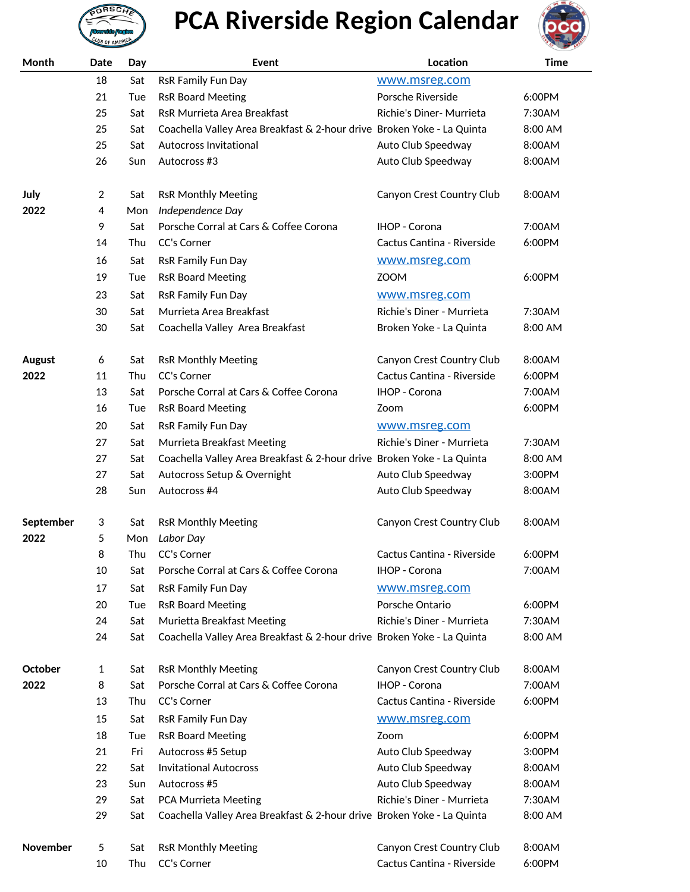# PCA Riverside Region Calendar

| Month | Date | Day | Event | Location | Time |
|---|---|---|---|---|---|
| | 18 | Sat | RsR Family Fun Day | www.msreg.com | |
| | 21 | Tue | RsR Board Meeting | Porsche Riverside | 6:00PM |
| | 25 | Sat | RsR Murrieta Area Breakfast | Richie's Diner- Murrieta | 7:30AM |
| | 25 | Sat | Coachella Valley Area Breakfast & 2-hour drive | Broken Yoke - La Quinta | 8:00 AM |
| | 25 | Sat | Autocross Invitational | Auto Club Speedway | 8:00AM |
| | 26 | Sun | Autocross #3 | Auto Club Speedway | 8:00AM |
| | | | | | |
| **July** | 2 | Sat | RsR Monthly Meeting | Canyon Crest Country Club | 8:00AM |
| **2022** | 4 | Mon | *Independence Day* | | |
| | 9 | Sat | Porsche Corral at Cars & Coffee Corona | IHOP - Corona | 7:00AM |
| | 14 | Thu | CC's Corner | Cactus Cantina - Riverside | 6:00PM |
| | 16 | Sat | RsR Family Fun Day | www.msreg.com | |
| | 19 | Tue | RsR Board Meeting | ZOOM | 6:00PM |
| | 23 | Sat | RsR Family Fun Day | www.msreg.com | |
| | 30 | Sat | Murrieta Area Breakfast | Richie's Diner - Murrieta | 7:30AM |
| | 30 | Sat | Coachella Valley Area Breakfast | Broken Yoke - La Quinta | 8:00 AM |
| | | | | | |
| **August** | 6 | Sat | RsR Monthly Meeting | Canyon Crest Country Club | 8:00AM |
| **2022** | 11 | Thu | CC's Corner | Cactus Cantina - Riverside | 6:00PM |
| | 13 | Sat | Porsche Corral at Cars & Coffee Corona | IHOP - Corona | 7:00AM |
| | 16 | Tue | RsR Board Meeting | Zoom | 6:00PM |
| | 20 | Sat | RsR Family Fun Day | www.msreg.com | |
| | 27 | Sat | Murrieta Breakfast Meeting | Richie's Diner - Murrieta | 7:30AM |
| | 27 | Sat | Coachella Valley Area Breakfast & 2-hour drive | Broken Yoke - La Quinta | 8:00 AM |
| | 27 | Sat | Autocross Setup & Overnight | Auto Club Speedway | 3:00PM |
| | 28 | Sun | Autocross #4 | Auto Club Speedway | 8:00AM |
| | | | | | |
| **September** | 3 | Sat | RsR Monthly Meeting | Canyon Crest Country Club | 8:00AM |
| **2022** | 5 | Mon | *Labor Day* | | |
| | 8 | Thu | CC's Corner | Cactus Cantina - Riverside | 6:00PM |
| | 10 | Sat | Porsche Corral at Cars & Coffee Corona | IHOP - Corona | 7:00AM |
| | 17 | Sat | RsR Family Fun Day | www.msreg.com | |
| | 20 | Tue | RsR Board Meeting | Porsche Ontario | 6:00PM |
| | 24 | Sat | Murietta Breakfast Meeting | Richie's Diner - Murrieta | 7:30AM |
| | 24 | Sat | Coachella Valley Area Breakfast & 2-hour drive | Broken Yoke - La Quinta | 8:00 AM |
| | | | | | |
| **October** | 1 | Sat | RsR Monthly Meeting | Canyon Crest Country Club | 8:00AM |
| **2022** | 8 | Sat | Porsche Corral at Cars & Coffee Corona | IHOP - Corona | 7:00AM |
| | 13 | Thu | CC's Corner | Cactus Cantina - Riverside | 6:00PM |
| | 15 | Sat | RsR Family Fun Day | www.msreg.com | |
| | 18 | Tue | RsR Board Meeting | Zoom | 6:00PM |
| | 21 | Fri | Autocross #5 Setup | Auto Club Speedway | 3:00PM |
| | 22 | Sat | Invitational Autocross | Auto Club Speedway | 8:00AM |
| | 23 | Sun | Autocross #5 | Auto Club Speedway | 8:00AM |
| | 29 | Sat | PCA Murrieta Meeting | Richie's Diner - Murrieta | 7:30AM |
| | 29 | Sat | Coachella Valley Area Breakfast & 2-hour drive | Broken Yoke - La Quinta | 8:00 AM |
| | | | | | |
| **November** | 5 | Sat | RsR Monthly Meeting | Canyon Crest Country Club | 8:00AM |
| | 10 | Thu | CC's Corner | Cactus Cantina - Riverside | 6:00PM |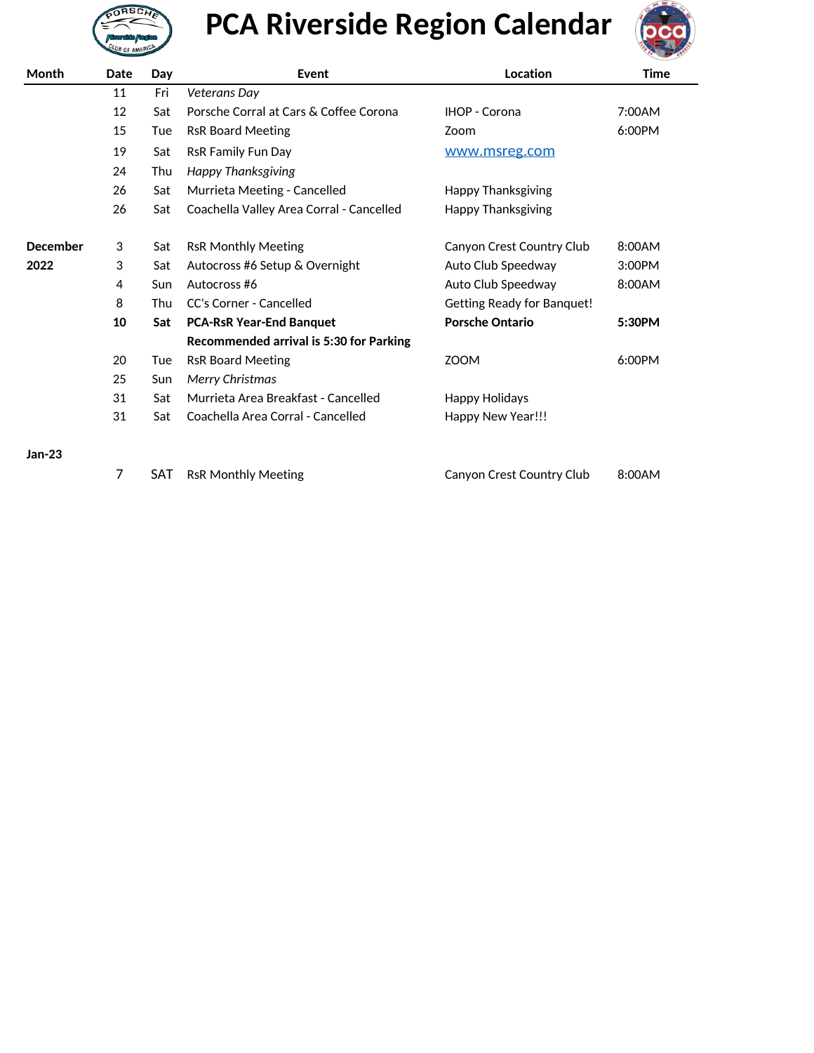# PCA Riverside Region Calendar

| Month | Date | Day | Event | Location | Time |
|---|---|---|---|---|---|
| | 11 | Fri | *Veterans Day* | | |
| | 12 | Sat | Porsche Corral at Cars & Coffee Corona | IHOP - Corona | 7:00AM |
| | 15 | Tue | RsR Board Meeting | Zoom | 6:00PM |
| | 19 | Sat | RsR Family Fun Day | www.msreg.com | |
| | 24 | Thu | *Happy Thanksgiving* | | |
| | 26 | Sat | Murrieta Meeting - Cancelled | Happy Thanksgiving | |
| | 26 | Sat | Coachella Valley Area Corral - Cancelled | Happy Thanksgiving | |
| **December** | 3 | Sat | RsR Monthly Meeting | Canyon Crest Country Club | 8:00AM |
| **2022** | 3 | Sat | Autocross #6 Setup & Overnight | Auto Club Speedway | 3:00PM |
| | 4 | Sun | Autocross #6 | Auto Club Speedway | 8:00AM |
| | 8 | Thu | CC's Corner - Cancelled | Getting Ready for Banquet! | |
| | **10** | **Sat** | **PCA-RsR Year-End Banquet** | **Porsche Ontario** | **5:30PM** |
| | | | **Recommended arrival is 5:30 for Parking** | | |
| | 20 | Tue | RsR Board Meeting | ZOOM | 6:00PM |
| | 25 | Sun | *Merry Christmas* | | |
| | 31 | Sat | Murrieta Area Breakfast - Cancelled | Happy Holidays | |
| | 31 | Sat | Coachella Area Corral - Cancelled | Happy New Year!!! | |
| **Jan-23** | | | | | |
| | 7 | SAT | RsR Monthly Meeting | Canyon Crest Country Club | 8:00AM |